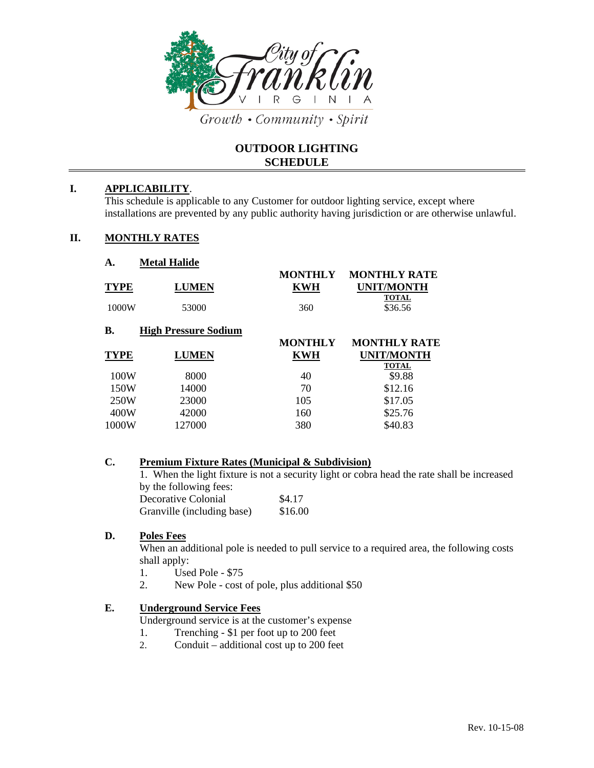City of Franklin Virginia

Growth • Community • Spirit

# OUTDOOR LIGHTING SCHEDULE

## I. APPLICABILITY.

This schedule is applicable to any Customer for outdoor lighting service, except where installations are prevented by any public authority having jurisdiction or are otherwise unlawful.

## II. MONTHLY RATES

### A. Metal Halide

| TYPE | LUMEN | MONTHLY KWH | MONTHLY RATE UNIT/MONTH TOTAL |
|---|---|---|---|
| 1000W | 53000 | 360 | $36.56 |

### B. High Pressure Sodium

| TYPE | LUMEN | MONTHLY KWH | MONTHLY RATE UNIT/MONTH TOTAL |
|---|---|---|---|
| 100W | 8000 | 40 | $9.88 |
| 150W | 14000 | 70 | $12.16 |
| 250W | 23000 | 105 | $17.05 |
| 400W | 42000 | 160 | $25.76 |
| 1000W | 127000 | 380 | $40.83 |

### C. Premium Fixture Rates (Municipal & Subdivision)

1. When the light fixture is not a security light or cobra head the rate shall be increased by the following fees:

| | |
|---|---|
| Decorative Colonial | $4.17 |
| Granville (including base) | $16.00 |

### D. Poles Fees

When an additional pole is needed to pull service to a required area, the following costs shall apply:

1. Used Pole - $75
2. New Pole - cost of pole, plus additional $50

### E. Underground Service Fees

Underground service is at the customer's expense

1. Trenching - $1 per foot up to 200 feet
2. Conduit – additional cost up to 200 feet

Rev. 10-15-08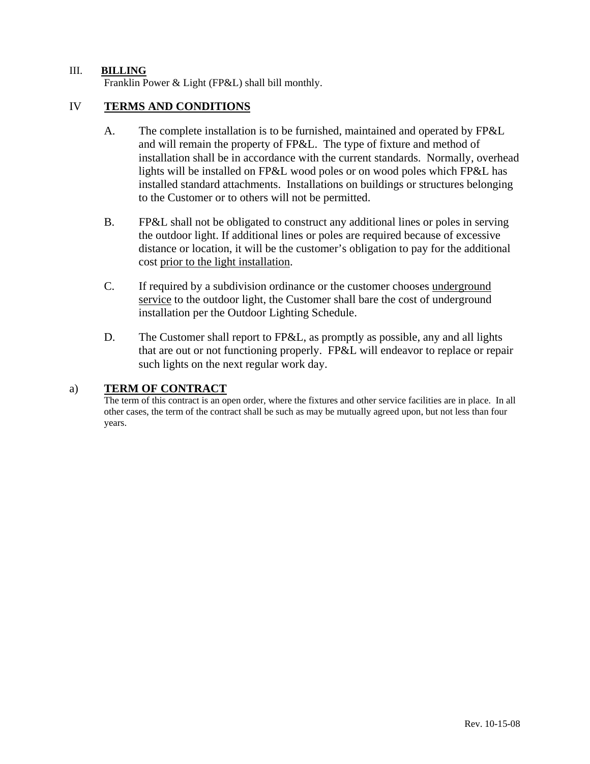## III. **BILLING**

Franklin Power & Light (FP&L) shall bill monthly.

## IV **TERMS AND CONDITIONS**

A. The complete installation is to be furnished, maintained and operated by FP&L and will remain the property of FP&L. The type of fixture and method of installation shall be in accordance with the current standards. Normally, overhead lights will be installed on FP&L wood poles or on wood poles which FP&L has installed standard attachments. Installations on buildings or structures belonging to the Customer or to others will not be permitted.

B. FP&L shall not be obligated to construct any additional lines or poles in serving the outdoor light. If additional lines or poles are required because of excessive distance or location, it will be the customer's obligation to pay for the additional cost prior to the light installation.

C. If required by a subdivision ordinance or the customer chooses underground service to the outdoor light, the Customer shall bare the cost of underground installation per the Outdoor Lighting Schedule.

D. The Customer shall report to FP&L, as promptly as possible, any and all lights that are out or not functioning properly. FP&L will endeavor to replace or repair such lights on the next regular work day.

## a) **TERM OF CONTRACT**

The term of this contract is an open order, where the fixtures and other service facilities are in place. In all other cases, the term of the contract shall be such as may be mutually agreed upon, but not less than four years.

Rev. 10-15-08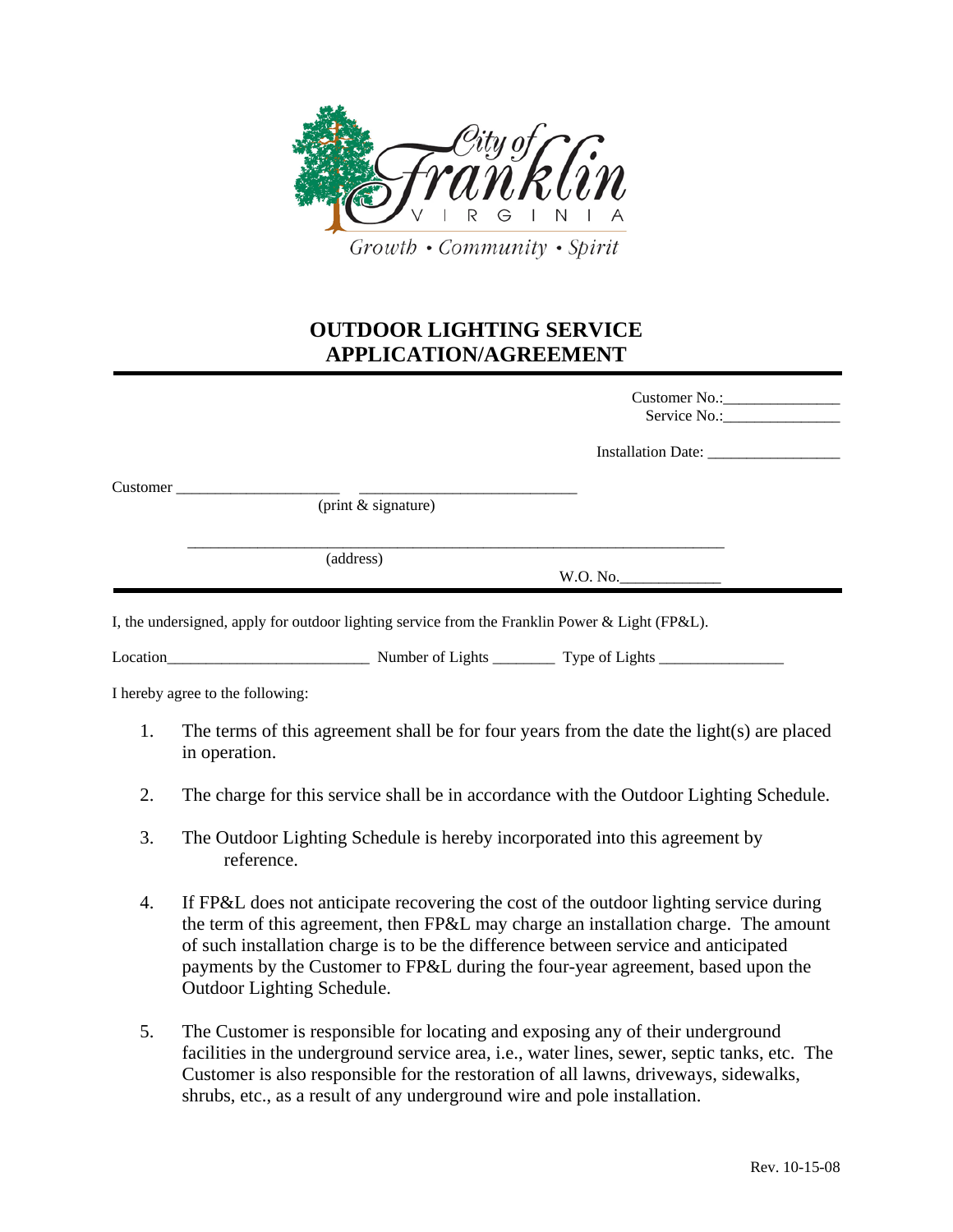City of Franklin

VIRGINIA

*Growth • Community • Spirit*

# OUTDOOR LIGHTING SERVICE APPLICATION/AGREEMENT

Customer No.:_______________
Service No.:_______________

Installation Date: _________________

Customer _____________________ ___________________________
(print & signature)

_____________________________________________________________________
(address)

W.O. No._____________

I, the undersigned, apply for outdoor lighting service from the Franklin Power & Light (FP&L).

Location__________________________ Number of Lights ________ Type of Lights ________________

I hereby agree to the following:

1. The terms of this agreement shall be for four years from the date the light(s) are placed in operation.

2. The charge for this service shall be in accordance with the Outdoor Lighting Schedule.

3. The Outdoor Lighting Schedule is hereby incorporated into this agreement by reference.

4. If FP&L does not anticipate recovering the cost of the outdoor lighting service during the term of this agreement, then FP&L may charge an installation charge. The amount of such installation charge is to be the difference between service and anticipated payments by the Customer to FP&L during the four-year agreement, based upon the Outdoor Lighting Schedule.

5. The Customer is responsible for locating and exposing any of their underground facilities in the underground service area, i.e., water lines, sewer, septic tanks, etc. The Customer is also responsible for the restoration of all lawns, driveways, sidewalks, shrubs, etc., as a result of any underground wire and pole installation.

Rev. 10-15-08